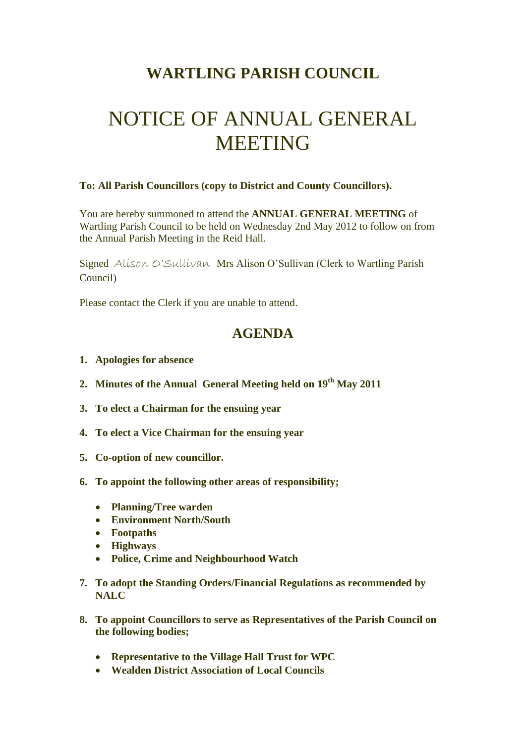# WARTLING PARISH COUNCIL

# NOTICE OF ANNUAL GENERAL MEETING

**To: All Parish Councillors (copy to District and County Councillors).**

You are hereby summoned to attend the **ANNUAL GENERAL MEETING** of Wartling Parish Council to be held on Wednesday 2nd May 2012 to follow on from the Annual Parish Meeting in the Reid Hall.

Signed *Alison O'Sullivan* Mrs Alison O'Sullivan (Clerk to Wartling Parish Council)

Please contact the Clerk if you are unable to attend.

## AGENDA

1. **Apologies for absence**
2. **Minutes of the Annual General Meeting held on 19th May 2011**
3. **To elect a Chairman for the ensuing year**
4. **To elect a Vice Chairman for the ensuing year**
5. **Co-option of new councillor.**
6. **To appoint the following other areas of responsibility;**
   - **Planning/Tree warden**
   - **Environment North/South**
   - **Footpaths**
   - **Highways**
   - **Police, Crime and Neighbourhood Watch**
7. **To adopt the Standing Orders/Financial Regulations as recommended by NALC**
8. **To appoint Councillors to serve as Representatives of the Parish Council on the following bodies;**
   - **Representative to the Village Hall Trust for WPC**
   - **Wealden District Association of Local Councils**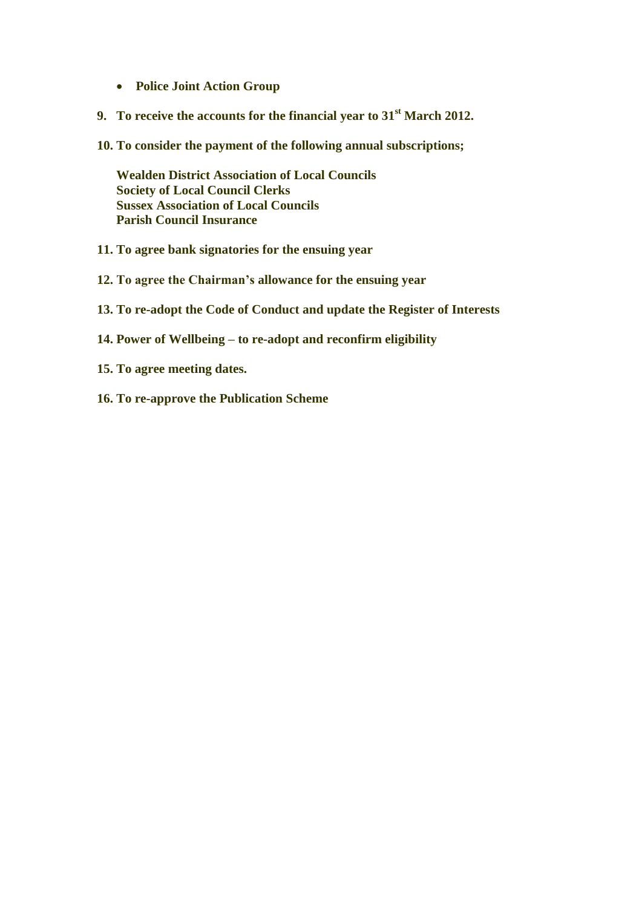- **Police Joint Action Group**

**9. To receive the accounts for the financial year to 31st March 2012.**

**10. To consider the payment of the following annual subscriptions;**

**Wealden District Association of Local Councils**
**Society of Local Council Clerks**
**Sussex Association of Local Councils**
**Parish Council Insurance**

**11. To agree bank signatories for the ensuing year**

**12. To agree the Chairman's allowance for the ensuing year**

**13. To re-adopt the Code of Conduct and update the Register of Interests**

**14. Power of Wellbeing – to re-adopt and reconfirm eligibility**

**15. To agree meeting dates.**

**16. To re-approve the Publication Scheme**